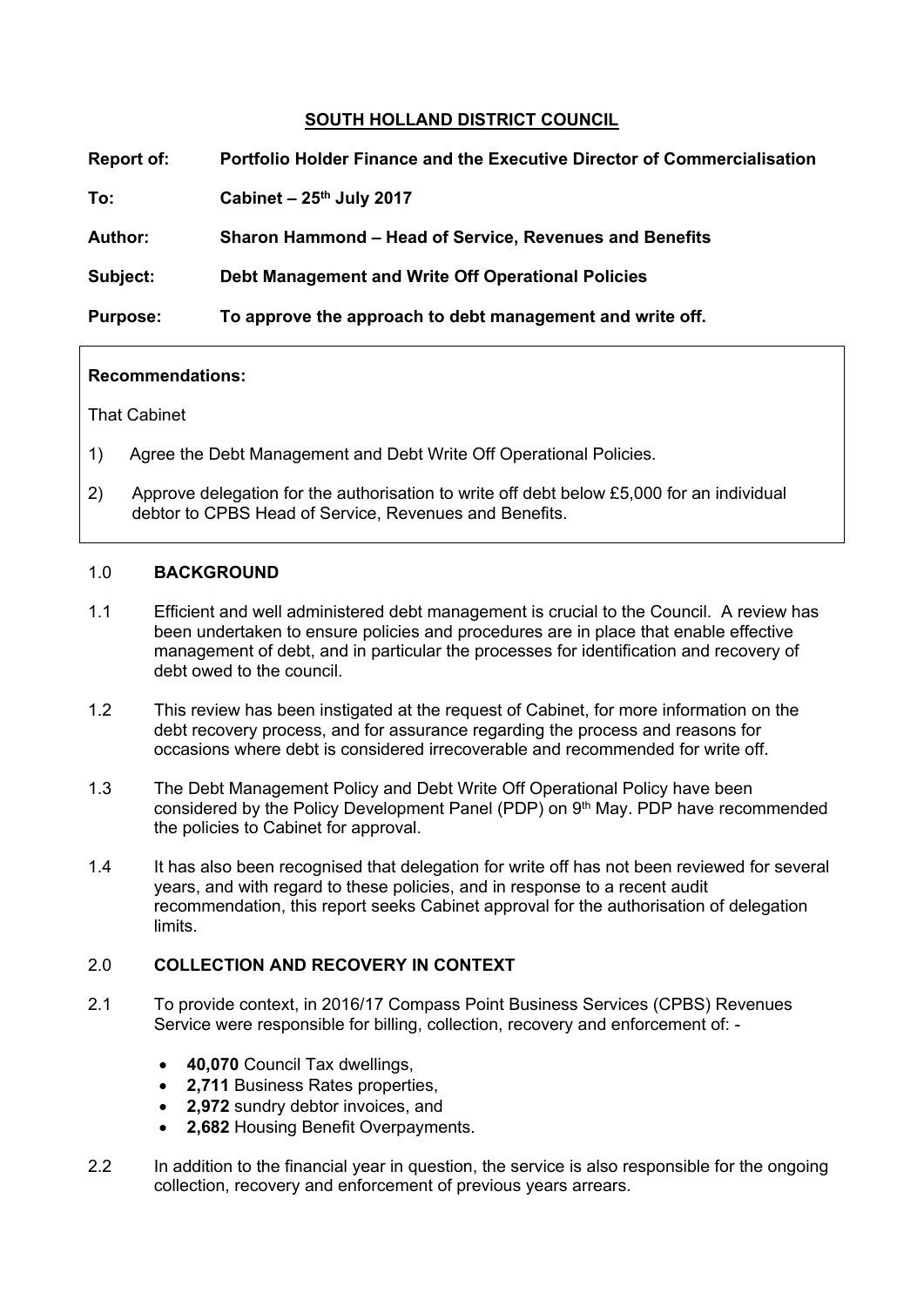# SOUTH HOLLAND DISTRICT COUNCIL

**Report of:** **Portfolio Holder Finance and the Executive Director of Commercialisation**

**To:** **Cabinet – 25th July 2017**

**Author:** **Sharon Hammond – Head of Service, Revenues and Benefits**

**Subject:** **Debt Management and Write Off Operational Policies**

**Purpose:** **To approve the approach to debt management and write off.**

---

**Recommendations:**

That Cabinet

1) Agree the Debt Management and Debt Write Off Operational Policies.
2) Approve delegation for the authorisation to write off debt below £5,000 for an individual debtor to CPBS Head of Service, Revenues and Benefits.

---

## 1.0 BACKGROUND

1.1 Efficient and well administered debt management is crucial to the Council. A review has been undertaken to ensure policies and procedures are in place that enable effective management of debt, and in particular the processes for identification and recovery of debt owed to the council.

1.2 This review has been instigated at the request of Cabinet, for more information on the debt recovery process, and for assurance regarding the process and reasons for occasions where debt is considered irrecoverable and recommended for write off.

1.3 The Debt Management Policy and Debt Write Off Operational Policy have been considered by the Policy Development Panel (PDP) on 9th May. PDP have recommended the policies to Cabinet for approval.

1.4 It has also been recognised that delegation for write off has not been reviewed for several years, and with regard to these policies, and in response to a recent audit recommendation, this report seeks Cabinet approval for the authorisation of delegation limits.

## 2.0 COLLECTION AND RECOVERY IN CONTEXT

2.1 To provide context, in 2016/17 Compass Point Business Services (CPBS) Revenues Service were responsible for billing, collection, recovery and enforcement of: -

- **40,070** Council Tax dwellings,
- **2,711** Business Rates properties,
- **2,972** sundry debtor invoices, and
- **2,682** Housing Benefit Overpayments.

2.2 In addition to the financial year in question, the service is also responsible for the ongoing collection, recovery and enforcement of previous years arrears.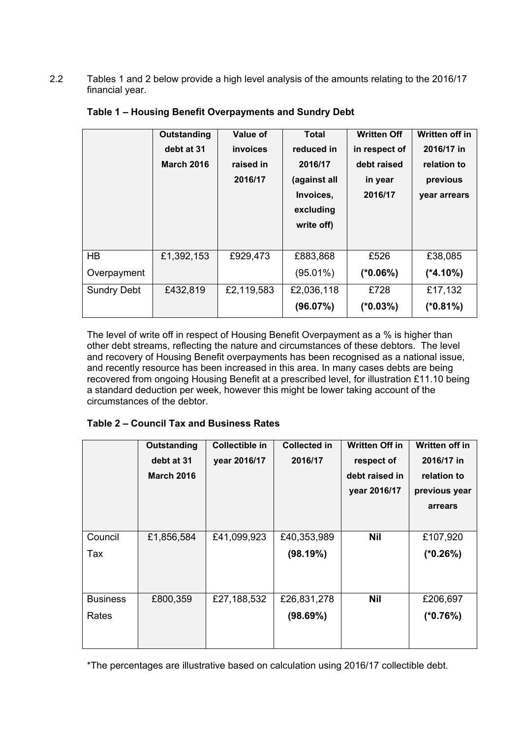2.2 Tables 1 and 2 below provide a high level analysis of the amounts relating to the 2016/17 financial year.

**Table 1 – Housing Benefit Overpayments and Sundry Debt**

| | Outstanding debt at 31 March 2016 | Value of invoices raised in 2016/17 | Total reduced in 2016/17 (against all Invoices, excluding write off) | Written Off in respect of debt raised in year 2016/17 | Written off in 2016/17 in relation to previous year arrears |
|---|---|---|---|---|---|
| HB Overpayment | £1,392,153 | £929,473 | £883,868 (95.01%) | £526 **(*0.06%)** | £38,085 **(*4.10%)** |
| Sundry Debt | £432,819 | £2,119,583 | £2,036,118 **(96.07%)** | £728 **(*0.03%)** | £17,132 **(*0.81%)** |

The level of write off in respect of Housing Benefit Overpayment as a % is higher than other debt streams, reflecting the nature and circumstances of these debtors. The level and recovery of Housing Benefit overpayments has been recognised as a national issue, and recently resource has been increased in this area. In many cases debts are being recovered from ongoing Housing Benefit at a prescribed level, for illustration £11.10 being a standard deduction per week, however this might be lower taking account of the circumstances of the debtor.

**Table 2 – Council Tax and Business Rates**

| | Outstanding debt at 31 March 2016 | Collectible in year 2016/17 | Collected in 2016/17 | Written Off in respect of debt raised in year 2016/17 | Written off in 2016/17 in relation to previous year arrears |
|---|---|---|---|---|---|
| Council Tax | £1,856,584 | £41,099,923 | £40,353,989 **(98.19%)** | **Nil** | £107,920 **(*0.26%)** |
| Business Rates | £800,359 | £27,188,532 | £26,831,278 **(98.69%)** | **Nil** | £206,697 **(*0.76%)** |

*The percentages are illustrative based on calculation using 2016/17 collectible debt.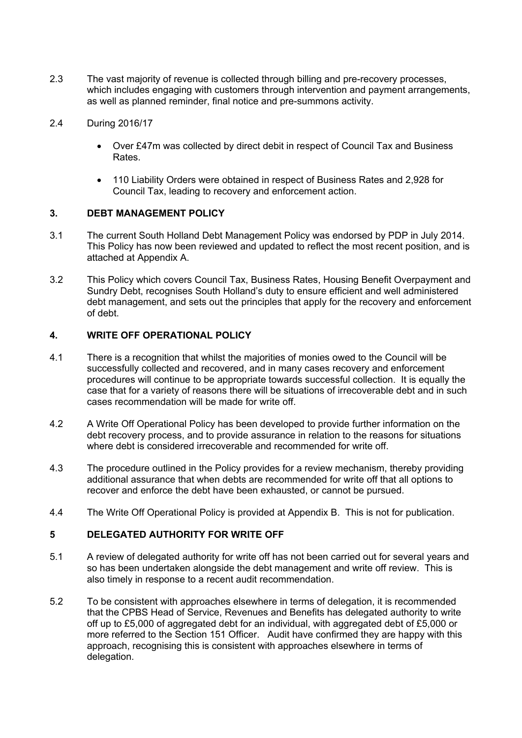2.3 The vast majority of revenue is collected through billing and pre-recovery processes, which includes engaging with customers through intervention and payment arrangements, as well as planned reminder, final notice and pre-summons activity.

2.4 During 2016/17

- Over £47m was collected by direct debit in respect of Council Tax and Business Rates.
- 110 Liability Orders were obtained in respect of Business Rates and 2,928 for Council Tax, leading to recovery and enforcement action.

## 3. DEBT MANAGEMENT POLICY

3.1 The current South Holland Debt Management Policy was endorsed by PDP in July 2014. This Policy has now been reviewed and updated to reflect the most recent position, and is attached at Appendix A.

3.2 This Policy which covers Council Tax, Business Rates, Housing Benefit Overpayment and Sundry Debt, recognises South Holland's duty to ensure efficient and well administered debt management, and sets out the principles that apply for the recovery and enforcement of debt.

## 4. WRITE OFF OPERATIONAL POLICY

4.1 There is a recognition that whilst the majorities of monies owed to the Council will be successfully collected and recovered, and in many cases recovery and enforcement procedures will continue to be appropriate towards successful collection. It is equally the case that for a variety of reasons there will be situations of irrecoverable debt and in such cases recommendation will be made for write off.

4.2 A Write Off Operational Policy has been developed to provide further information on the debt recovery process, and to provide assurance in relation to the reasons for situations where debt is considered irrecoverable and recommended for write off.

4.3 The procedure outlined in the Policy provides for a review mechanism, thereby providing additional assurance that when debts are recommended for write off that all options to recover and enforce the debt have been exhausted, or cannot be pursued.

4.4 The Write Off Operational Policy is provided at Appendix B. This is not for publication.

## 5 DELEGATED AUTHORITY FOR WRITE OFF

5.1 A review of delegated authority for write off has not been carried out for several years and so has been undertaken alongside the debt management and write off review. This is also timely in response to a recent audit recommendation.

5.2 To be consistent with approaches elsewhere in terms of delegation, it is recommended that the CPBS Head of Service, Revenues and Benefits has delegated authority to write off up to £5,000 of aggregated debt for an individual, with aggregated debt of £5,000 or more referred to the Section 151 Officer. Audit have confirmed they are happy with this approach, recognising this is consistent with approaches elsewhere in terms of delegation.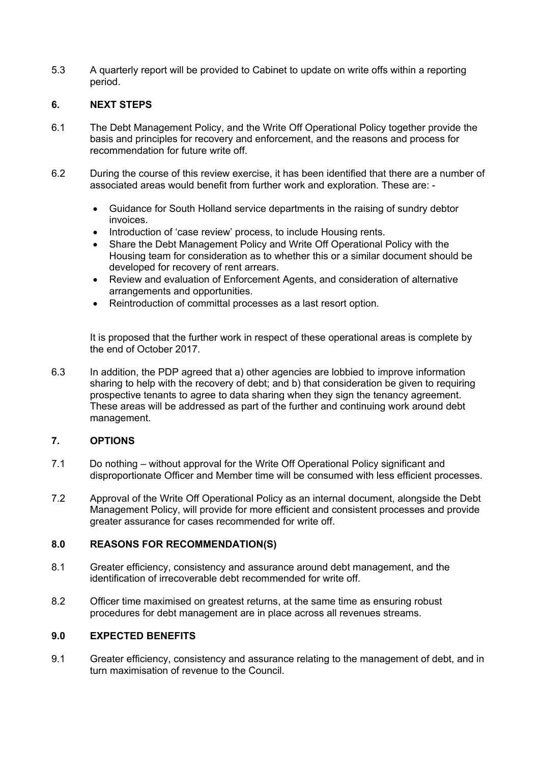5.3 A quarterly report will be provided to Cabinet to update on write offs within a reporting period.

## 6. NEXT STEPS

6.1 The Debt Management Policy, and the Write Off Operational Policy together provide the basis and principles for recovery and enforcement, and the reasons and process for recommendation for future write off.

6.2 During the course of this review exercise, it has been identified that there are a number of associated areas would benefit from further work and exploration. These are: -

- Guidance for South Holland service departments in the raising of sundry debtor invoices.
- Introduction of 'case review' process, to include Housing rents.
- Share the Debt Management Policy and Write Off Operational Policy with the Housing team for consideration as to whether this or a similar document should be developed for recovery of rent arrears.
- Review and evaluation of Enforcement Agents, and consideration of alternative arrangements and opportunities.
- Reintroduction of committal processes as a last resort option.

It is proposed that the further work in respect of these operational areas is complete by the end of October 2017.

6.3 In addition, the PDP agreed that a) other agencies are lobbied to improve information sharing to help with the recovery of debt; and b) that consideration be given to requiring prospective tenants to agree to data sharing when they sign the tenancy agreement. These areas will be addressed as part of the further and continuing work around debt management.

## 7. OPTIONS

7.1 Do nothing – without approval for the Write Off Operational Policy significant and disproportionate Officer and Member time will be consumed with less efficient processes.

7.2 Approval of the Write Off Operational Policy as an internal document, alongside the Debt Management Policy, will provide for more efficient and consistent processes and provide greater assurance for cases recommended for write off.

## 8.0 REASONS FOR RECOMMENDATION(S)

8.1 Greater efficiency, consistency and assurance around debt management, and the identification of irrecoverable debt recommended for write off.

8.2 Officer time maximised on greatest returns, at the same time as ensuring robust procedures for debt management are in place across all revenues streams.

## 9.0 EXPECTED BENEFITS

9.1 Greater efficiency, consistency and assurance relating to the management of debt, and in turn maximisation of revenue to the Council.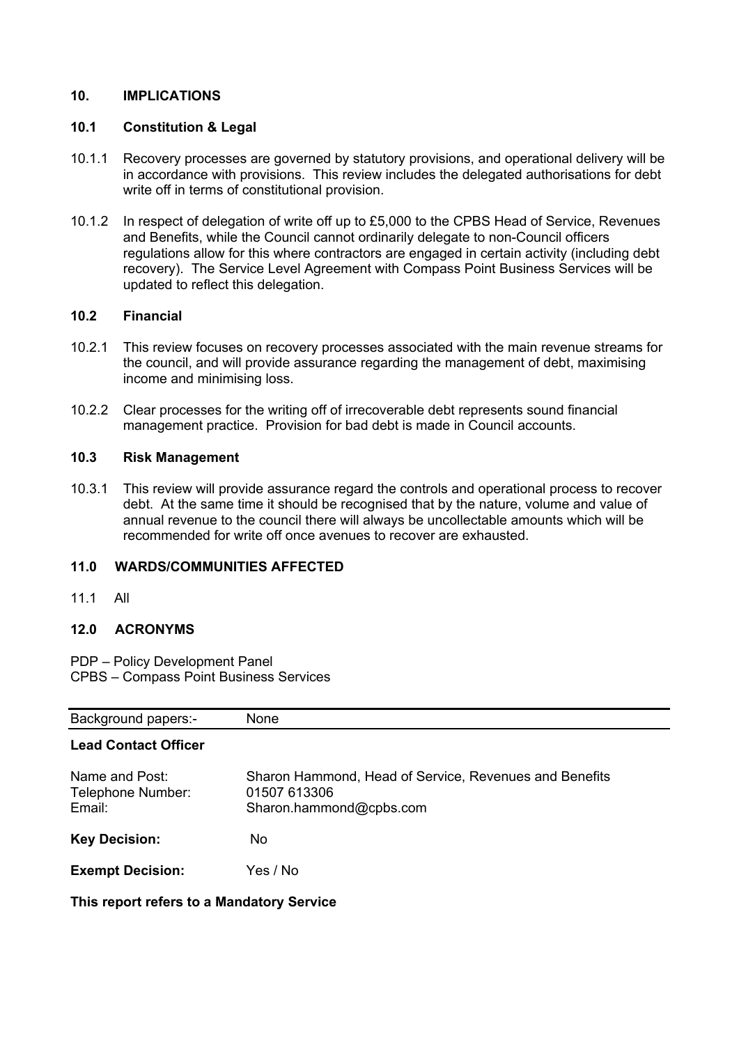## 10. IMPLICATIONS

### 10.1 Constitution & Legal

10.1.1 Recovery processes are governed by statutory provisions, and operational delivery will be in accordance with provisions. This review includes the delegated authorisations for debt write off in terms of constitutional provision.

10.1.2 In respect of delegation of write off up to £5,000 to the CPBS Head of Service, Revenues and Benefits, while the Council cannot ordinarily delegate to non-Council officers regulations allow for this where contractors are engaged in certain activity (including debt recovery). The Service Level Agreement with Compass Point Business Services will be updated to reflect this delegation.

### 10.2 Financial

10.2.1 This review focuses on recovery processes associated with the main revenue streams for the council, and will provide assurance regarding the management of debt, maximising income and minimising loss.

10.2.2 Clear processes for the writing off of irrecoverable debt represents sound financial management practice. Provision for bad debt is made in Council accounts.

### 10.3 Risk Management

10.3.1 This review will provide assurance regard the controls and operational process to recover debt. At the same time it should be recognised that by the nature, volume and value of annual revenue to the council there will always be uncollectable amounts which will be recommended for write off once avenues to recover are exhausted.

## 11.0 WARDS/COMMUNITIES AFFECTED

11.1 All

## 12.0 ACRONYMS

PDP – Policy Development Panel
CPBS – Compass Point Business Services

| Background papers:- | None |
|---|---|

**Lead Contact Officer**

| | |
|---|---|
| Name and Post: | Sharon Hammond, Head of Service, Revenues and Benefits |
| Telephone Number: | 01507 613306 |
| Email: | Sharon.hammond@cpbs.com |
| **Key Decision:** | No |
| **Exempt Decision:** | Yes / No |

**This report refers to a Mandatory Service**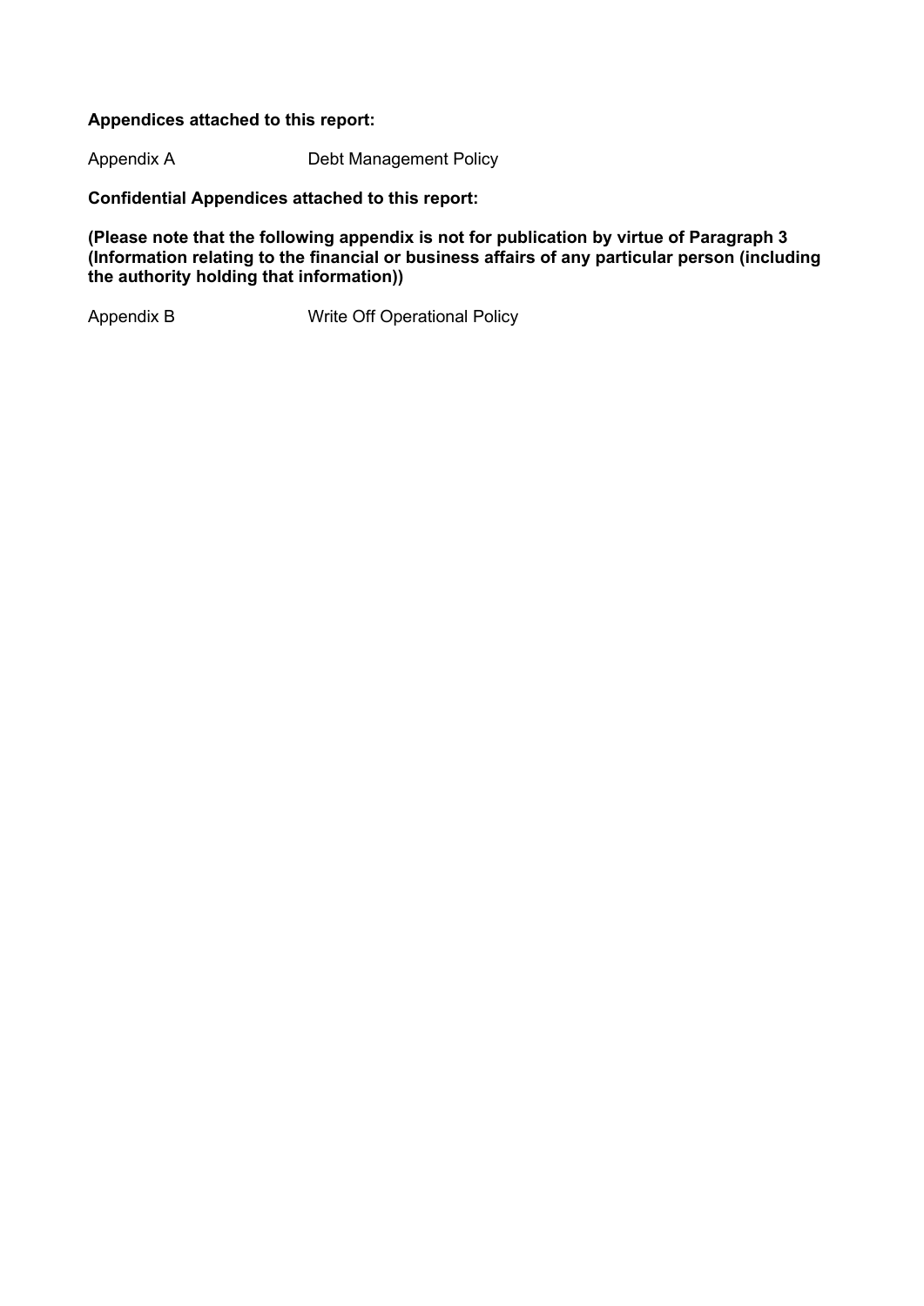**Appendices attached to this report:**

| | |
|---|---|
| Appendix A | Debt Management Policy |

**Confidential Appendices attached to this report:**

**(Please note that the following appendix is not for publication by virtue of Paragraph 3 (Information relating to the financial or business affairs of any particular person (including the authority holding that information))**

| | |
|---|---|
| Appendix B | Write Off Operational Policy |